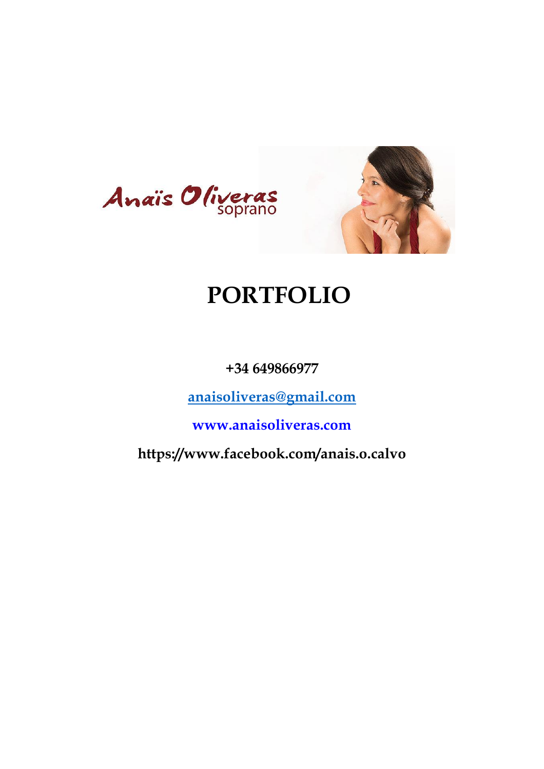Anaïs Oliveras
soprano

# PORTFOLIO

**+34 649866977**

**anaisoliveras@gmail.com**

**www.anaisoliveras.com**

**https://www.facebook.com/anais.o.calvo**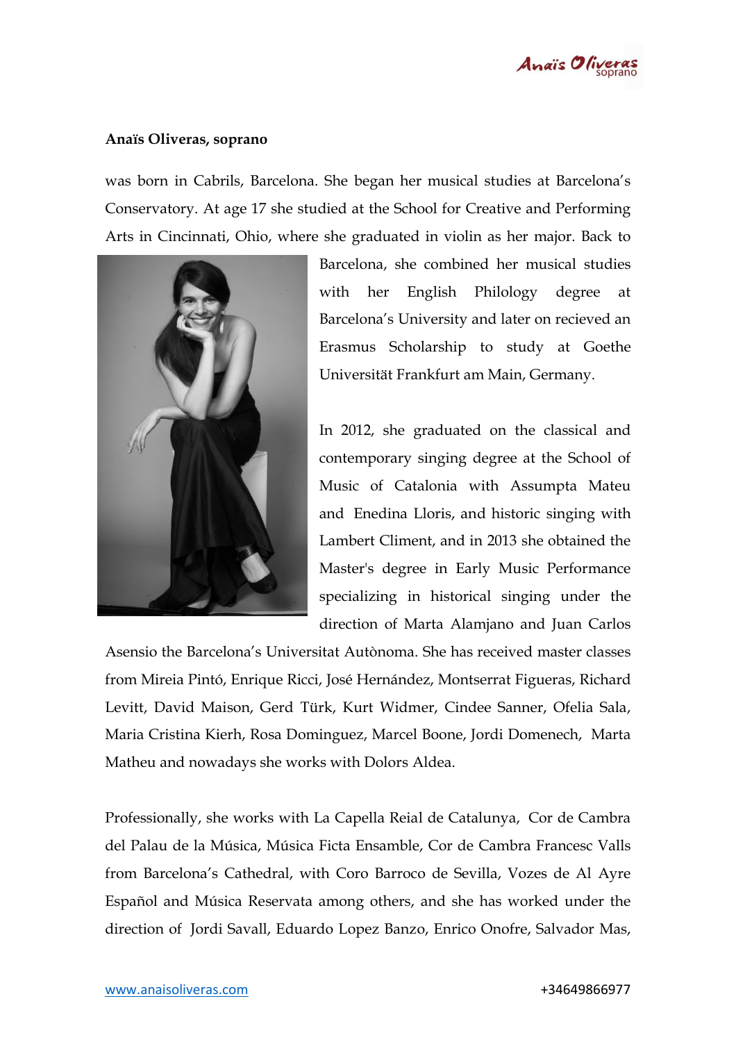**Anaïs Oliveras, soprano**

was born in Cabrils, Barcelona. She began her musical studies at Barcelona's Conservatory. At age 17 she studied at the School for Creative and Performing Arts in Cincinnati, Ohio, where she graduated in violin as her major. Back to Barcelona, she combined her musical studies with her English Philology degree at Barcelona's University and later on recieved an Erasmus Scholarship to study at Goethe Universität Frankfurt am Main, Germany.

In 2012, she graduated on the classical and contemporary singing degree at the School of Music of Catalonia with Assumpta Mateu and Enedina Lloris, and historic singing with Lambert Climent, and in 2013 she obtained the Master's degree in Early Music Performance specializing in historical singing under the direction of Marta Alamjano and Juan Carlos Asensio the Barcelona's Universitat Autònoma. She has received master classes from Mireia Pintó, Enrique Ricci, José Hernández, Montserrat Figueras, Richard Levitt, David Maison, Gerd Türk, Kurt Widmer, Cindee Sanner, Ofelia Sala, Maria Cristina Kierh, Rosa Dominguez, Marcel Boone, Jordi Domenech, Marta Matheu and nowadays she works with Dolors Aldea.

Professionally, she works with La Capella Reial de Catalunya, Cor de Cambra del Palau de la Música, Música Ficta Ensamble, Cor de Cambra Francesc Valls from Barcelona's Cathedral, with Coro Barroco de Sevilla, Vozes de Al Ayre Español and Música Reservata among others, and she has worked under the direction of Jordi Savall, Eduardo Lopez Banzo, Enrico Onofre, Salvador Mas,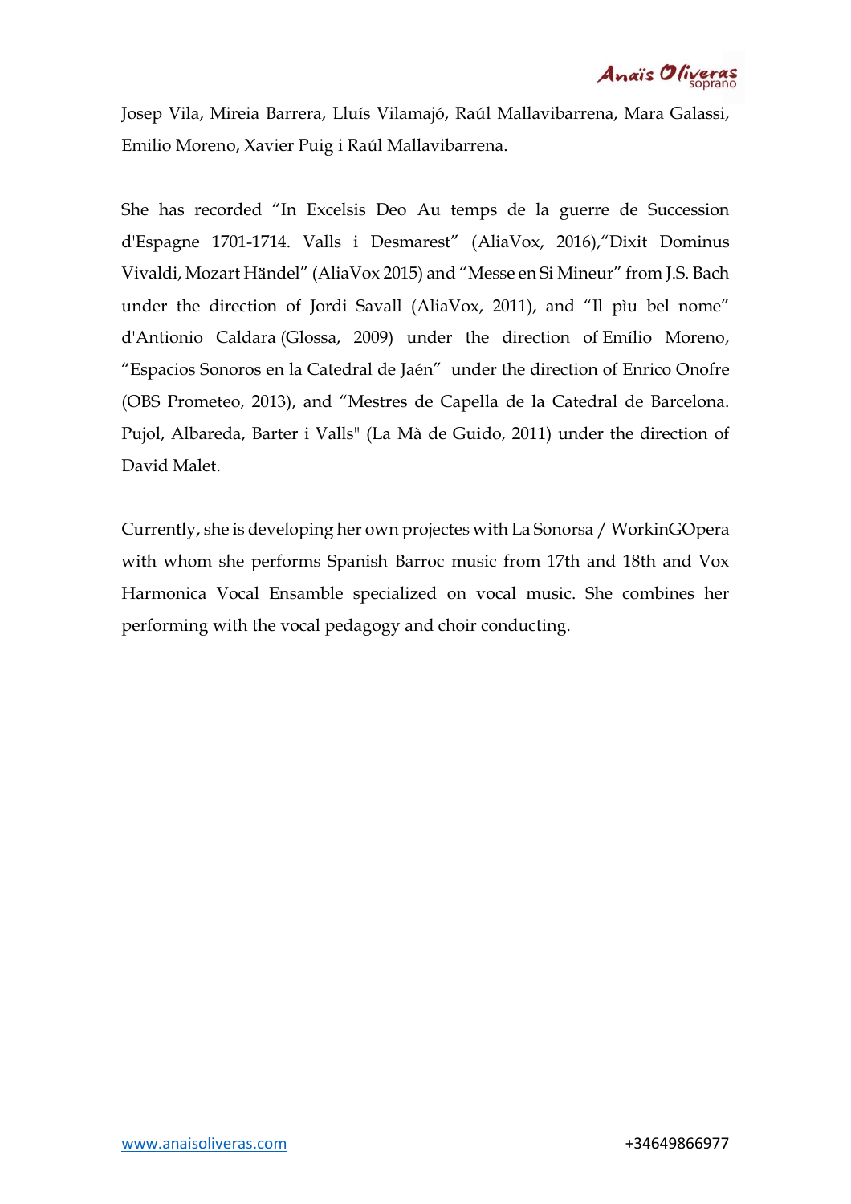Josep Vila, Mireia Barrera, Lluís Vilamajó, Raúl Mallavibarrena, Mara Galassi, Emilio Moreno, Xavier Puig i Raúl Mallavibarrena.

She has recorded "In Excelsis Deo Au temps de la guerre de Succession d'Espagne 1701-1714. Valls i Desmarest" (AliaVox, 2016),"Dixit Dominus Vivaldi, Mozart Händel" (AliaVox 2015) and "Messe en Si Mineur" from J.S. Bach under the direction of Jordi Savall (AliaVox, 2011), and "Il pìu bel nome" d'Antionio Caldara (Glossa, 2009) under the direction of Emílio Moreno, "Espacios Sonoros en la Catedral de Jaén" under the direction of Enrico Onofre (OBS Prometeo, 2013), and "Mestres de Capella de la Catedral de Barcelona. Pujol, Albareda, Barter i Valls" (La Mà de Guido, 2011) under the direction of David Malet.

Currently, she is developing her own projectes with La Sonorsa / WorkinGOpera with whom she performs Spanish Barroc music from 17th and 18th and Vox Harmonica Vocal Ensamble specialized on vocal music. She combines her performing with the vocal pedagogy and choir conducting.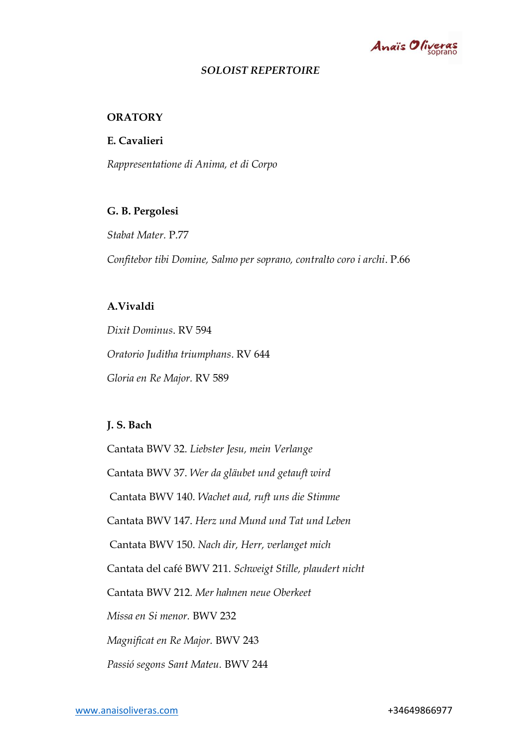## *SOLOIST REPERTOIRE*

### ORATORY

**E. Cavalieri**

*Rappresentatione di Anima, et di Corpo*

**G. B. Pergolesi**

*Stabat Mater.* P.77

*Confitebor tibi Domine, Salmo per soprano, contralto coro i archi*. P.66

**A.Vivaldi**

*Dixit Dominus*. RV 594

*Oratorio Juditha triumphans*. RV 644

*Gloria en Re Major.* RV 589

**J. S. Bach**

Cantata BWV 32. *Liebster Jesu, mein Verlange*

Cantata BWV 37. *Wer da gläubet und getauft wird*

Cantata BWV 140. *Wachet aud, ruft uns die Stimme*

Cantata BWV 147. *Herz und Mund und Tat und Leben*

Cantata BWV 150. *Nach dir, Herr, verlanget mich*

Cantata del café BWV 211. *Schweigt Stille, plaudert nicht*

Cantata BWV 212. *Mer hahnen neue Oberkeet*

*Missa en Si menor.* BWV 232

*Magnificat en Re Major.* BWV 243

*Passió segons Sant Mateu.* BWV 244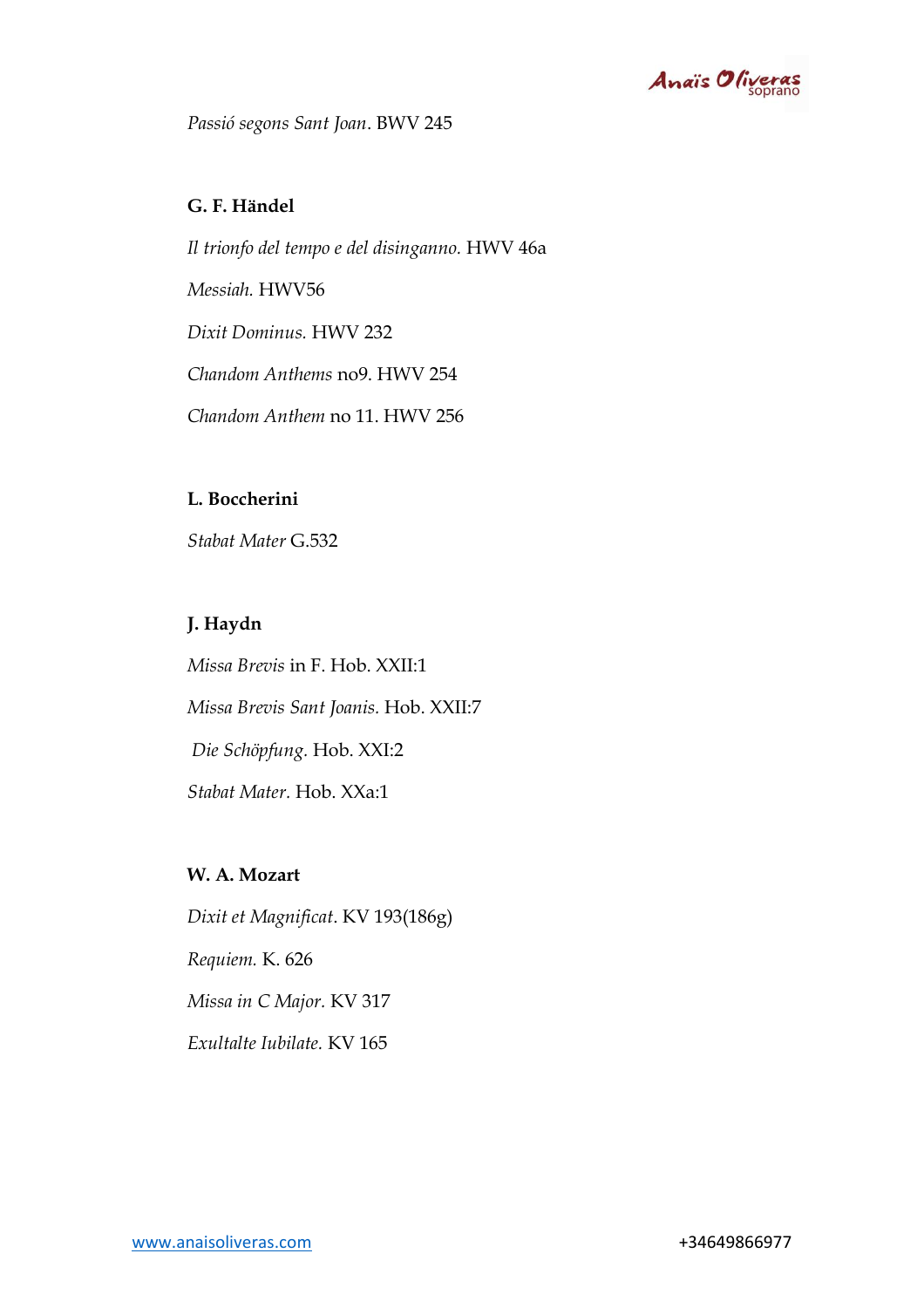*Passió segons Sant Joan*. BWV 245

**G. F. Händel**

*Il trionfo del tempo e del disinganno.* HWV 46a

*Messiah.* HWV56

*Dixit Dominus.* HWV 232

*Chandom Anthems* no9. HWV 254

*Chandom Anthem* no 11. HWV 256

**L. Boccherini**

*Stabat Mater* G.532

**J. Haydn**

*Missa Brevis* in F. Hob. XXII:1

*Missa Brevis Sant Joanis.* Hob. XXII:7

*Die Schöpfung.* Hob. XXI:2

*Stabat Mater.* Hob. XXa:1

**W. A. Mozart**

*Dixit et Magnificat*. KV 193(186g)

*Requiem.* K. 626

*Missa in C Major.* KV 317

*Exultalte Iubilate.* KV 165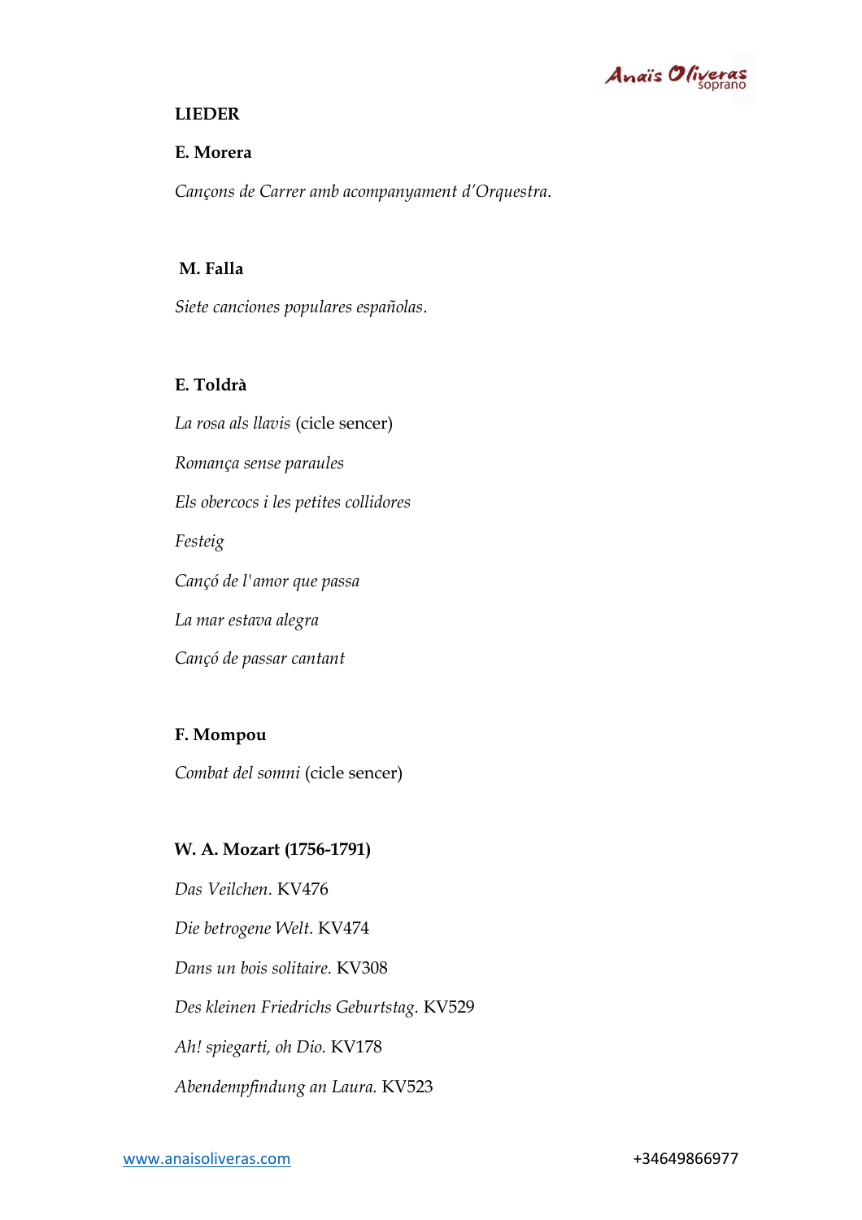**LIEDER**

**E. Morera**

*Cançons de Carrer amb acompanyament d'Orquestra*.

**M. Falla**

*Siete canciones populares españolas*.

**E. Toldrà**

*La rosa als llavis* (cicle sencer)

*Romança sense paraules*

*Els obercocs i les petites collidores*

*Festeig*

*Cançó de l'amor que passa*

*La mar estava alegra*

*Cançó de passar cantant*

**F. Mompou**

*Combat del somni* (cicle sencer)

**W. A. Mozart (1756-1791)**

*Das Veilchen*. KV476

*Die betrogene Welt*. KV474

*Dans un bois solitaire*. KV308

*Des kleinen Friedrichs Geburtstag*. KV529

*Ah! spiegarti, oh Dio*. KV178

*Abendempfindung an Laura*. KV523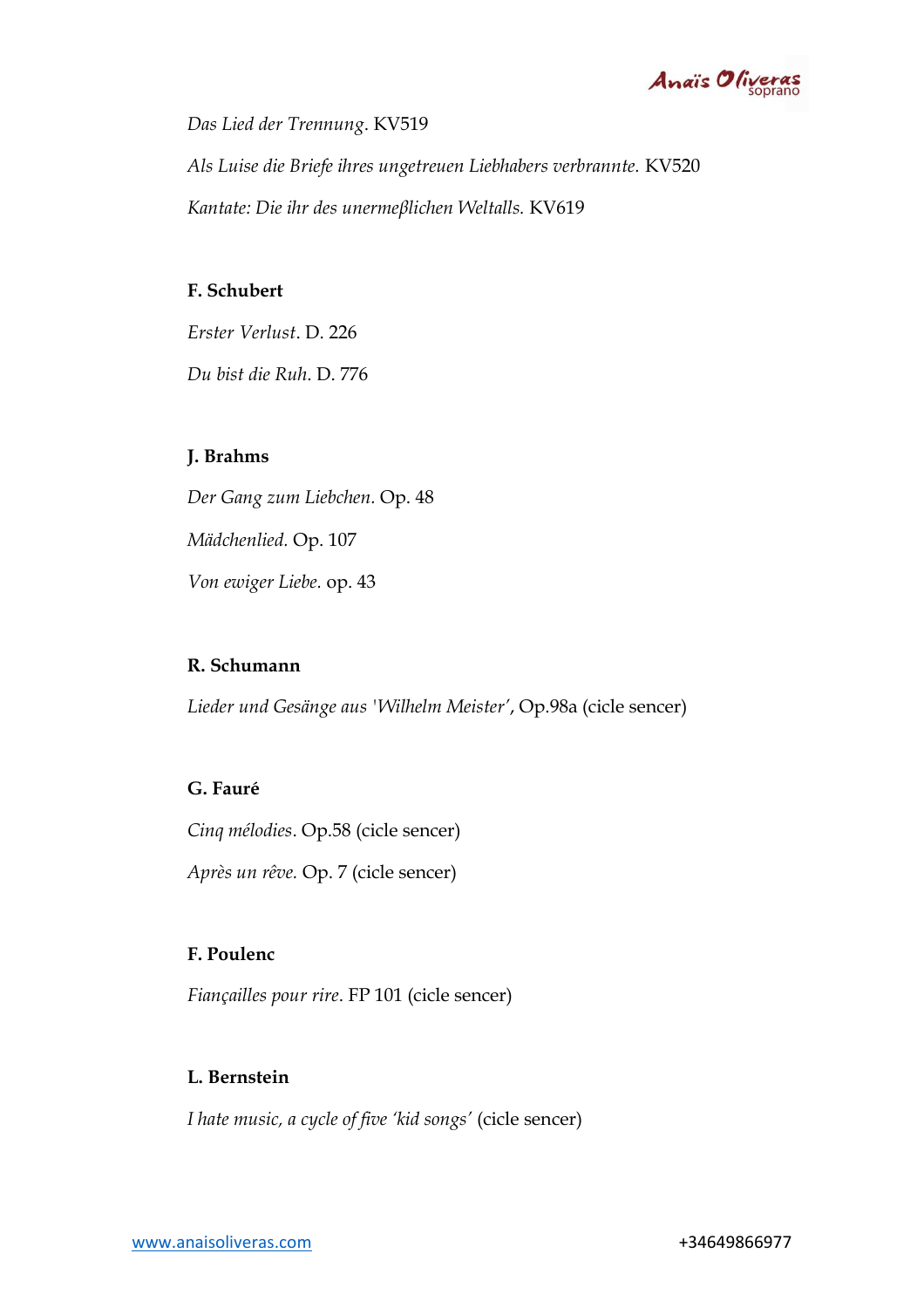*Das Lied der Trennung.* KV519

*Als Luise die Briefe ihres ungetreuen Liebhabers verbrannte.* KV520

*Kantate: Die ihr des unermeβlichen Weltalls.* KV619

**F. Schubert**

*Erster Verlust.* D. 226

*Du bist die Ruh.* D. 776

**J. Brahms**

*Der Gang zum Liebchen.* Op. 48

*Mädchenlied.* Op. 107

*Von ewiger Liebe.* op. 43

**R. Schumann**

*Lieder und Gesänge aus 'Wilhelm Meister'*, Op.98a (cicle sencer)

**G. Fauré**

*Cinq mélodies*. Op.58 (cicle sencer)

*Après un rêve.* Op. 7 (cicle sencer)

**F. Poulenc**

*Fiançailles pour rire*. FP 101 (cicle sencer)

**L. Bernstein**

*I hate music, a cycle of five 'kid songs'* (cicle sencer)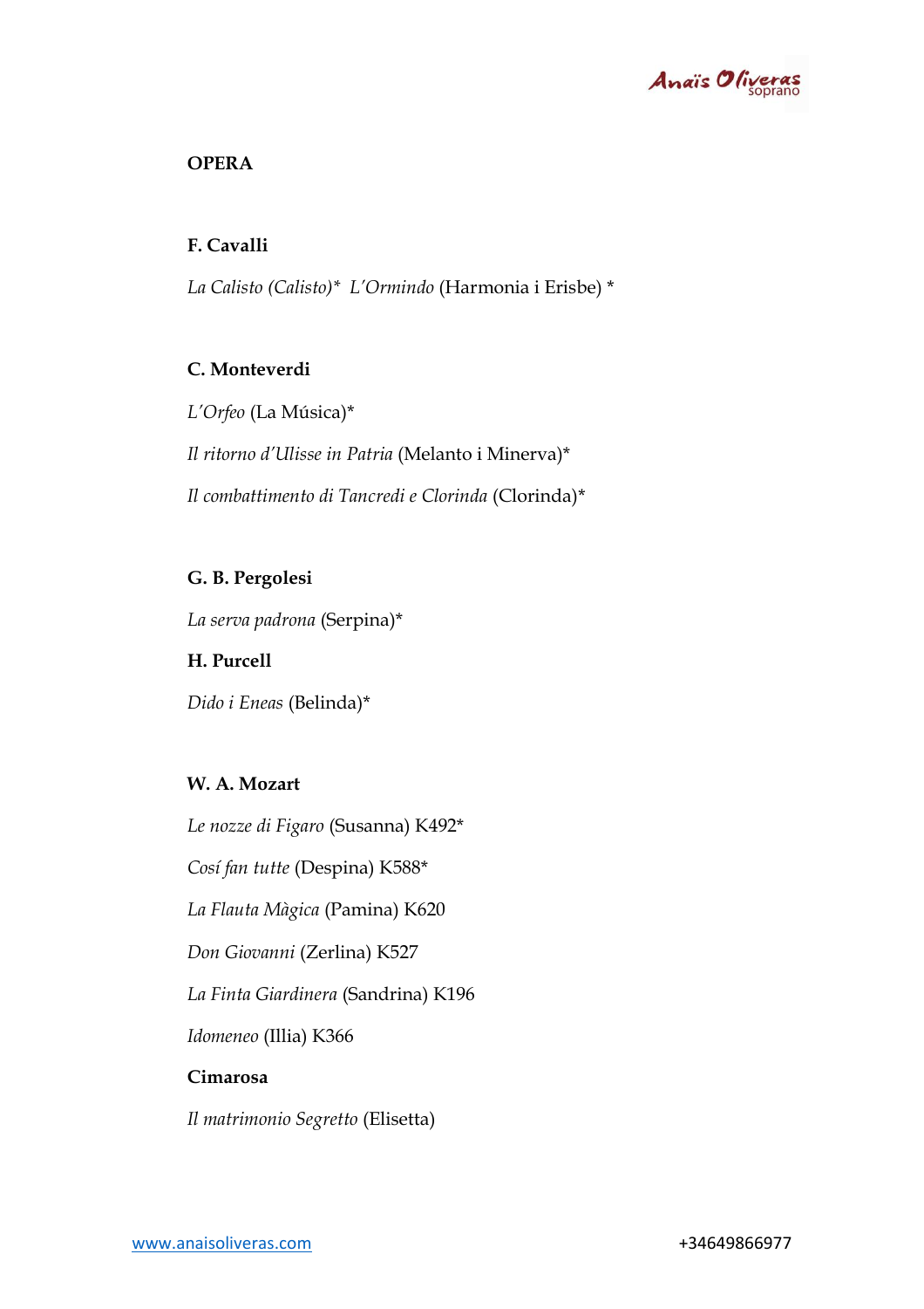## OPERA

**F. Cavalli**

*La Calisto (Calisto)** *L'Ormindo* (Harmonia i Erisbe) *

**C. Monteverdi**

*L'Orfeo* (La Música)*

*Il ritorno d'Ulisse in Patria* (Melanto i Minerva)*

*Il combattimento di Tancredi e Clorinda* (Clorinda)*

**G. B. Pergolesi**

*La serva padrona* (Serpina)*

**H. Purcell**

*Dido i Eneas* (Belinda)*

**W. A. Mozart**

*Le nozze di Figaro* (Susanna) K492*

*Cosí fan tutte* (Despina) K588*

*La Flauta Màgica* (Pamina) K620

*Don Giovanni* (Zerlina) K527

*La Finta Giardinera* (Sandrina) K196

*Idomeneo* (Illia) K366

**Cimarosa**

*Il matrimonio Segretto* (Elisetta)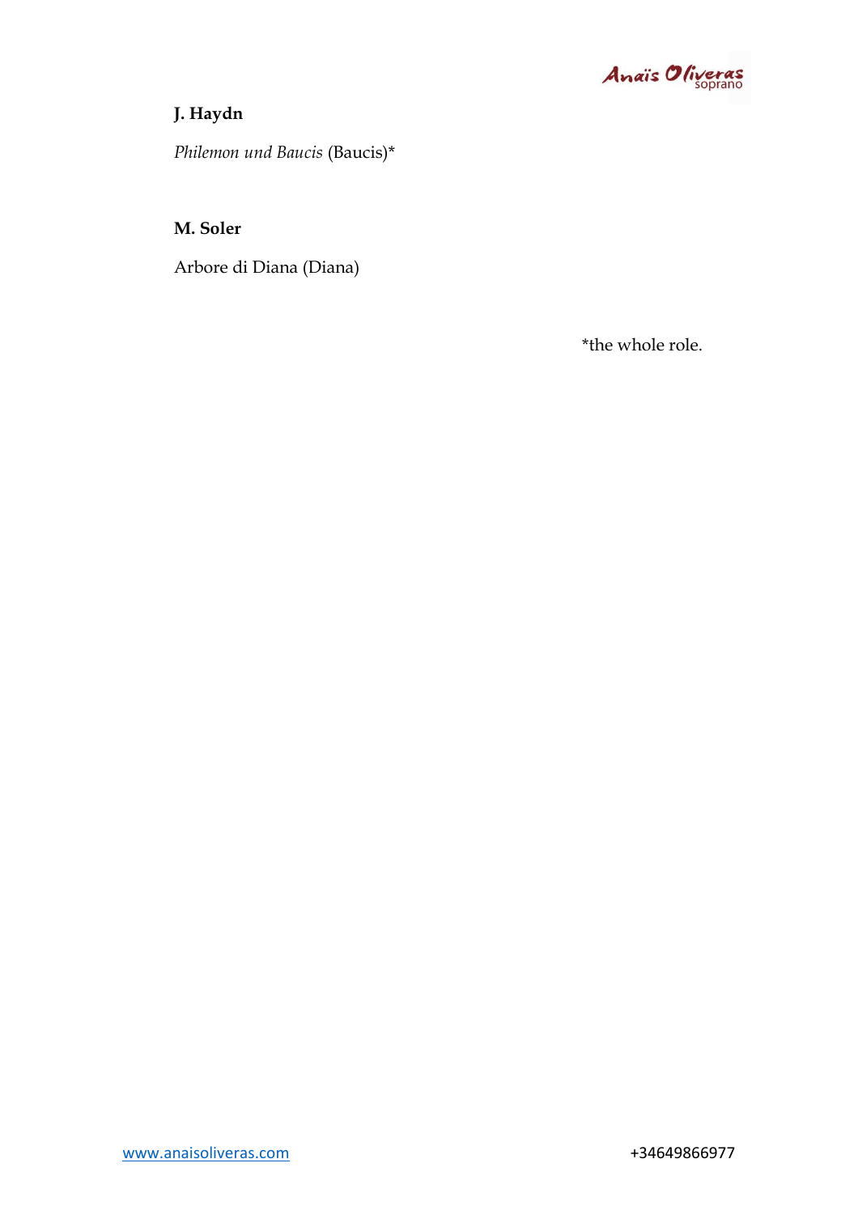**J. Haydn**

*Philemon und Baucis* (Baucis)*

**M. Soler**

Arbore di Diana (Diana)

*the whole role.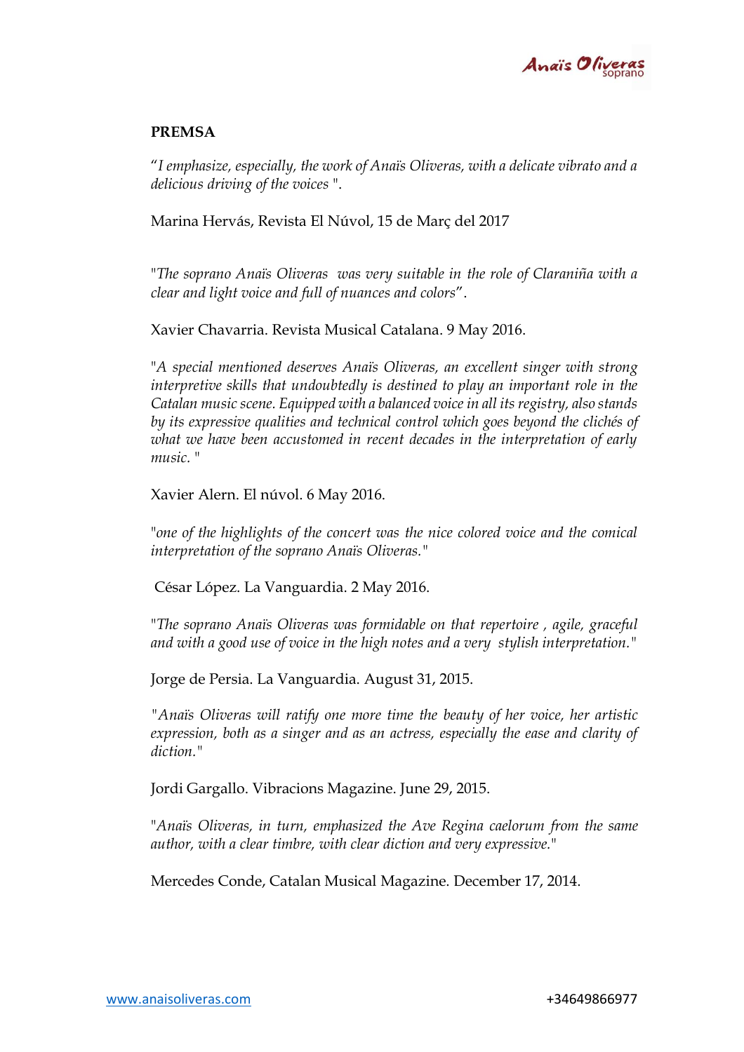**PREMSA**

“*I emphasize, especially, the work of Anaïs Oliveras, with a delicate vibrato and a delicious driving of the voices* ".

Marina Hervás, Revista El Núvol, 15 de Març del 2017

"*The soprano Anaïs Oliveras was very suitable in the role of Claraniña with a clear and light voice and full of nuances and colors*”.

Xavier Chavarria. Revista Musical Catalana. 9 May 2016.

"*A special mentioned deserves Anaïs Oliveras, an excellent singer with strong interpretive skills that undoubtedly is destined to play an important role in the Catalan music scene. Equipped with a balanced voice in all its registry, also stands by its expressive qualities and technical control which goes beyond the clichés of what we have been accustomed in recent decades in the interpretation of early music.* "

Xavier Alern. El núvol. 6 May 2016.

"*one of the highlights of the concert was the nice colored voice and the comical interpretation of the soprano Anaïs Oliveras.*"

César López. La Vanguardia. 2 May 2016.

"*The soprano Anaïs Oliveras was formidable on that repertoire , agile, graceful and with a good use of voice in the high notes and a very stylish interpretation.*"

Jorge de Persia. La Vanguardia. August 31, 2015.

"*Anaïs Oliveras will ratify one more time the beauty of her voice, her artistic expression, both as a singer and as an actress, especially the ease and clarity of diction.*"

Jordi Gargallo. Vibracions Magazine. June 29, 2015.

"*Anaïs Oliveras, in turn, emphasized the Ave Regina caelorum from the same author, with a clear timbre, with clear diction and very expressive.*"

Mercedes Conde, Catalan Musical Magazine. December 17, 2014.